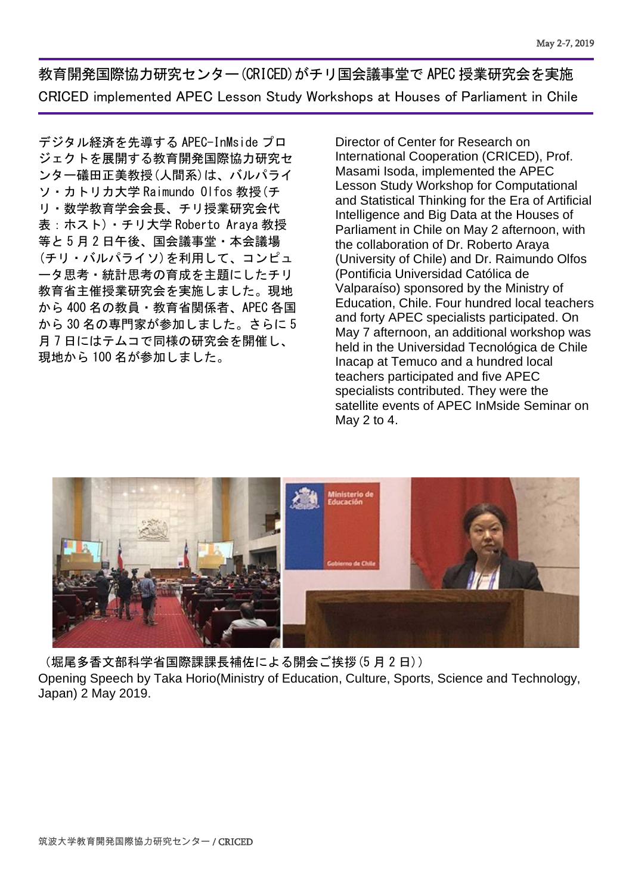May 2-7, 2019

# 教育開発国際協力研究センター(CRICED)がチリ国会議事堂で APEC 授業研究会を実施

## CRICED implemented APEC Lesson Study Workshops at Houses of Parliament in Chile

デジタル経済を先導する APEC-InMside プロジェクトを展開する教育開発国際協力研究センター礒田正美教授(人間系)は、バルパライソ・カトリカ大学 Raimundo Olfos 教授(チリ・数学教育学会会長、チリ授業研究会代表：ホスト)・チリ大学 Roberto Araya 教授等と 5 月 2 日午後、国会議事堂・本会議場(チリ・バルパライソ)を利用して、コンピュータ思考・統計思考の育成を主題にしたチリ教育省主催授業研究会を実施しました。現地から 400 名の教員・教育省関係者、APEC 各国から 30 名の専門家が参加しました。さらに 5 月 7 日にはテムコで同様の研究会を開催し、現地から 100 名が参加しました。

Director of Center for Research on International Cooperation (CRICED), Prof. Masami Isoda, implemented the APEC Lesson Study Workshop for Computational and Statistical Thinking for the Era of Artificial Intelligence and Big Data at the Houses of Parliament in Chile on May 2 afternoon, with the collaboration of Dr. Roberto Araya (University of Chile) and Dr. Raimundo Olfos (Pontificia Universidad Católica de Valparaíso) sponsored by the Ministry of Education, Chile. Four hundred local teachers and forty APEC specialists participated. On May 7 afternoon, an additional workshop was held in the Universidad Tecnológica de Chile Inacap at Temuco and a hundred local teachers participated and five APEC specialists contributed. They were the satellite events of APEC InMside Seminar on May 2 to 4.

（堀尾多香文部科学省国際課課長補佐による開会ご挨拶(5 月 2 日)）
Opening Speech by Taka Horio(Ministry of Education, Culture, Sports, Science and Technology, Japan) 2 May 2019.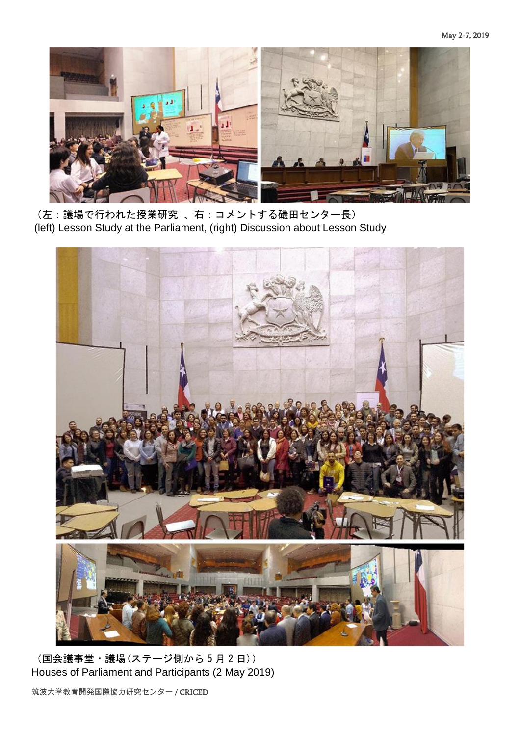（左：議場で行われた授業研究 、右：コメントする礒田センター長）
(left) Lesson Study at the Parliament, (right) Discussion about Lesson Study

（国会議事堂・議場(ステージ側から 5 月 2 日)）
Houses of Parliament and Participants (2 May 2019)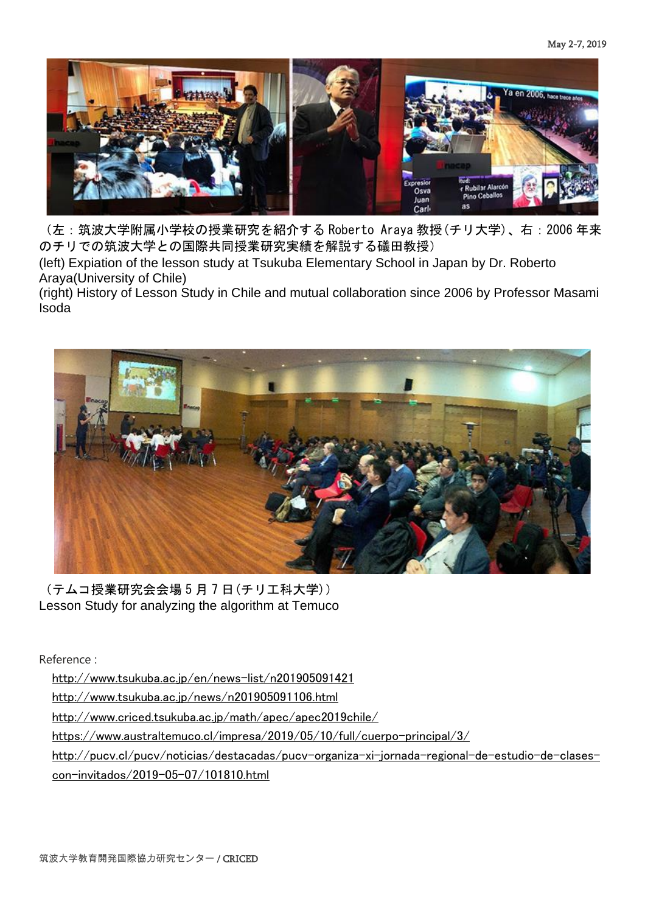（左：筑波大学附属小学校の授業研究を紹介する Roberto Araya 教授(チリ大学)、右：2006 年来のチリでの筑波大学との国際共同授業研究実績を解説する礒田教授）

(left) Expiation of the lesson study at Tsukuba Elementary School in Japan by Dr. Roberto Araya(University of Chile)

(right) History of Lesson Study in Chile and mutual collaboration since 2006 by Professor Masami Isoda

（テムコ授業研究会会場 5 月 7 日(チリ工科大学)）

Lesson Study for analyzing the algorithm at Temuco

Reference :

http://www.tsukuba.ac.jp/en/news-list/n201905091421

http://www.tsukuba.ac.jp/news/n201905091106.html

http://www.criced.tsukuba.ac.jp/math/apec/apec2019chile/

https://www.australtemuco.cl/impresa/2019/05/10/full/cuerpo-principal/3/

http://pucv.cl/pucv/noticias/destacadas/pucv-organiza-xi-jornada-regional-de-estudio-de-clases-con-invitados/2019-05-07/101810.html